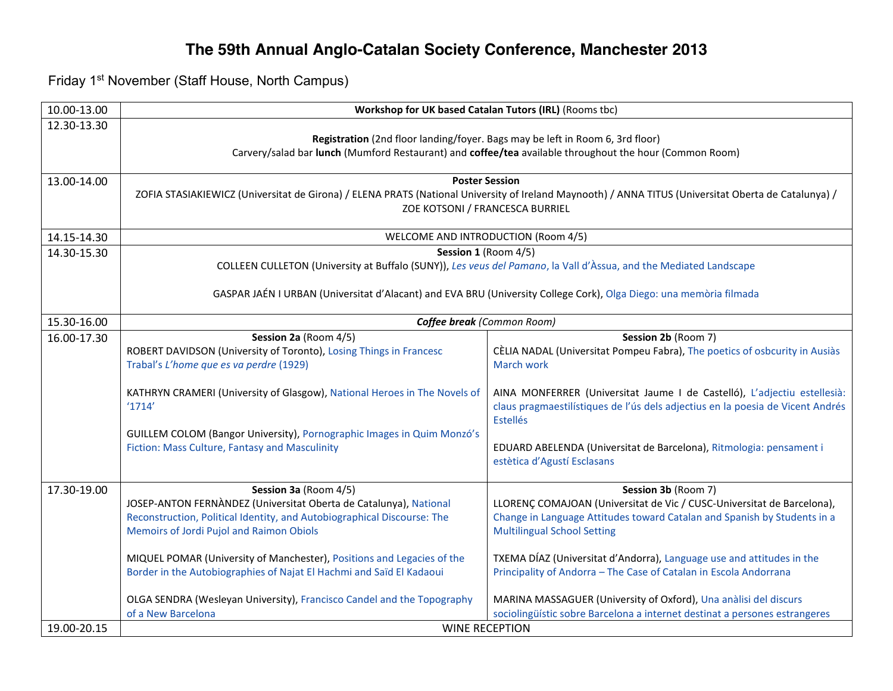# The 59th Annual Anglo-Catalan Society Conference, Manchester 2013

## Friday 1st November (Staff House, North Campus)

| Time | Session a | Session b |
|---|---|---|
| 10.00-13.00 | **Workshop for UK based Catalan Tutors (IRL)** (Rooms tbc) | |
| 12.30-13.30 | **Registration** (2nd floor landing/foyer. Bags may be left in Room 6, 3rd floor)<br>Carvery/salad bar **lunch** (Mumford Restaurant) and **coffee/tea** available throughout the hour (Common Room) | |
| 13.00-14.00 | **Poster Session**<br>ZOFIA STASIAKIEWICZ (Universitat de Girona) / ELENA PRATS (National University of Ireland Maynooth) / ANNA TITUS (Universitat Oberta de Catalunya) / ZOE KOTSONI / FRANCESCA BURRIEL | |
| 14.15-14.30 | WELCOME AND INTRODUCTION (Room 4/5) | |
| 14.30-15.30 | **Session 1** (Room 4/5)<br>COLLEEN CULLETON (University at Buffalo (SUNY)), *Les veus del Pamano*, la Vall d'Àssua, and the Mediated Landscape<br><br>GASPAR JAÉN I URBAN (Universitat d'Alacant) and EVA BRU (University College Cork), Olga Diego: una memòria filmada | |
| 15.30-16.00 | ***Coffee break*** *(Common Room)* | |
| 16.00-17.30 | **Session 2a** (Room 4/5)<br>ROBERT DAVIDSON (University of Toronto), Losing Things in Francesc Trabal's *L'home que es va perdre* (1929)<br><br>KATHRYN CRAMERI (University of Glasgow), National Heroes in The Novels of '1714'<br><br>GUILLEM COLOM (Bangor University), Pornographic Images in Quim Monzó's Fiction: Mass Culture, Fantasy and Masculinity | **Session 2b** (Room 7)<br>CÈLIA NADAL (Universitat Pompeu Fabra), The poetics of osbcurity in Ausiàs March work<br><br>AINA MONFERRER (Universitat Jaume I de Castelló), L'adjectiu estellesià: claus pragmaestilístiques de l'ús dels adjectius en la poesia de Vicent Andrés Estellés<br><br>EDUARD ABELENDA (Universitat de Barcelona), Ritmologia: pensament i estètica d'Agustí Esclasans |
| 17.30-19.00 | **Session 3a** (Room 4/5)<br>JOSEP-ANTON FERNÀNDEZ (Universitat Oberta de Catalunya), National Reconstruction, Political Identity, and Autobiographical Discourse: The Memoirs of Jordi Pujol and Raimon Obiols<br><br>MIQUEL POMAR (University of Manchester), Positions and Legacies of the Border in the Autobiographies of Najat El Hachmi and Saïd El Kadaoui<br><br>OLGA SENDRA (Wesleyan University), Francisco Candel and the Topography of a New Barcelona | **Session 3b** (Room 7)<br>LLORENÇ COMAJOAN (Universitat de Vic / CUSC-Universitat de Barcelona), Change in Language Attitudes toward Catalan and Spanish by Students in a Multilingual School Setting<br><br>TXEMA DÍAZ (Universitat d'Andorra), Language use and attitudes in the Principality of Andorra – The Case of Catalan in Escola Andorrana<br><br>MARINA MASSAGUER (University of Oxford), Una anàlisi del discurs sociolingüístic sobre Barcelona a internet destinat a persones estrangeres |
| 19.00-20.15 | WINE RECEPTION | |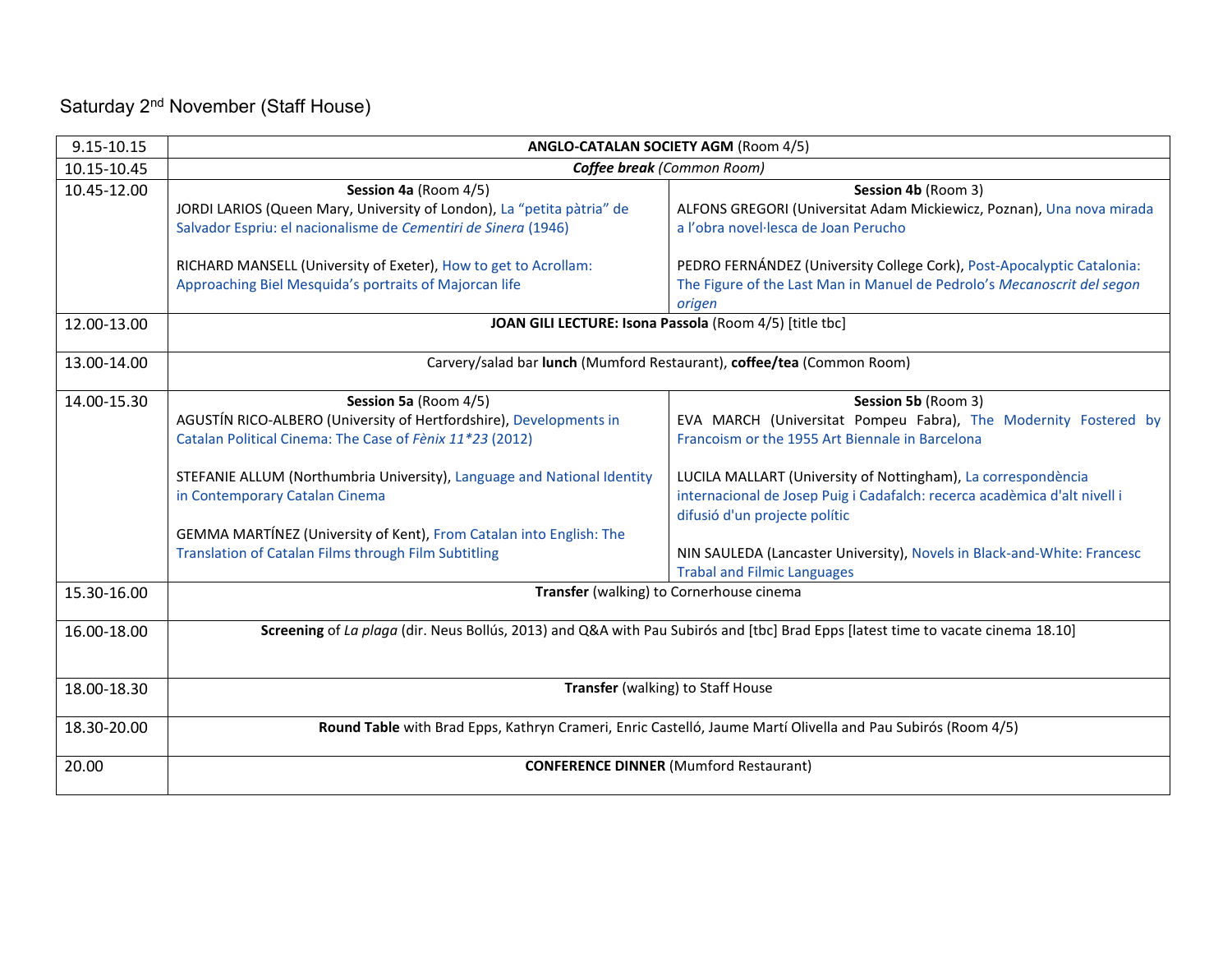Saturday 2nd November (Staff House)

| Time | Session | |
|---|---|---|
| 9.15-10.15 | **ANGLO-CATALAN SOCIETY AGM** (Room 4/5) | |
| 10.15-10.45 | ***Coffee break*** *(Common Room)* | |
| 10.45-12.00 | **Session 4a** (Room 4/5)<br>JORDI LARIOS (Queen Mary, University of London), La "petita pàtria" de Salvador Espriu: el nacionalisme de *Cementiri de Sinera* (1946)<br><br>RICHARD MANSELL (University of Exeter), How to get to Acrollam: Approaching Biel Mesquida's portraits of Majorcan life | **Session 4b** (Room 3)<br>ALFONS GREGORI (Universitat Adam Mickiewicz, Poznan), Una nova mirada a l'obra novel·lesca de Joan Perucho<br><br>PEDRO FERNÁNDEZ (University College Cork), Post-Apocalyptic Catalonia: The Figure of the Last Man in Manuel de Pedrolo's *Mecanoscrit del segon origen* |
| 12.00-13.00 | **JOAN GILI LECTURE: Isona Passola** (Room 4/5) [title tbc] | |
| 13.00-14.00 | Carvery/salad bar **lunch** (Mumford Restaurant), **coffee/tea** (Common Room) | |
| 14.00-15.30 | **Session 5a** (Room 4/5)<br>AGUSTÍN RICO-ALBERO (University of Hertfordshire), Developments in Catalan Political Cinema: The Case of *Fènix 11*23* (2012)<br><br>STEFANIE ALLUM (Northumbria University), Language and National Identity in Contemporary Catalan Cinema<br><br>GEMMA MARTÍNEZ (University of Kent), From Catalan into English: The Translation of Catalan Films through Film Subtitling | **Session 5b** (Room 3)<br>EVA MARCH (Universitat Pompeu Fabra), The Modernity Fostered by Francoism or the 1955 Art Biennale in Barcelona<br><br>LUCILA MALLART (University of Nottingham), La correspondència internacional de Josep Puig i Cadafalch: recerca acadèmica d'alt nivell i difusió d'un projecte polític<br><br>NIN SAULEDA (Lancaster University), Novels in Black-and-White: Francesc Trabal and Filmic Languages |
| 15.30-16.00 | **Transfer** (walking) to Cornerhouse cinema | |
| 16.00-18.00 | **Screening** of *La plaga* (dir. Neus Bollús, 2013) and Q&A with Pau Subirós and [tbc] Brad Epps [latest time to vacate cinema 18.10] | |
| 18.00-18.30 | **Transfer** (walking) to Staff House | |
| 18.30-20.00 | **Round Table** with Brad Epps, Kathryn Crameri, Enric Castelló, Jaume Martí Olivella and Pau Subirós (Room 4/5) | |
| 20.00 | **CONFERENCE DINNER** (Mumford Restaurant) | |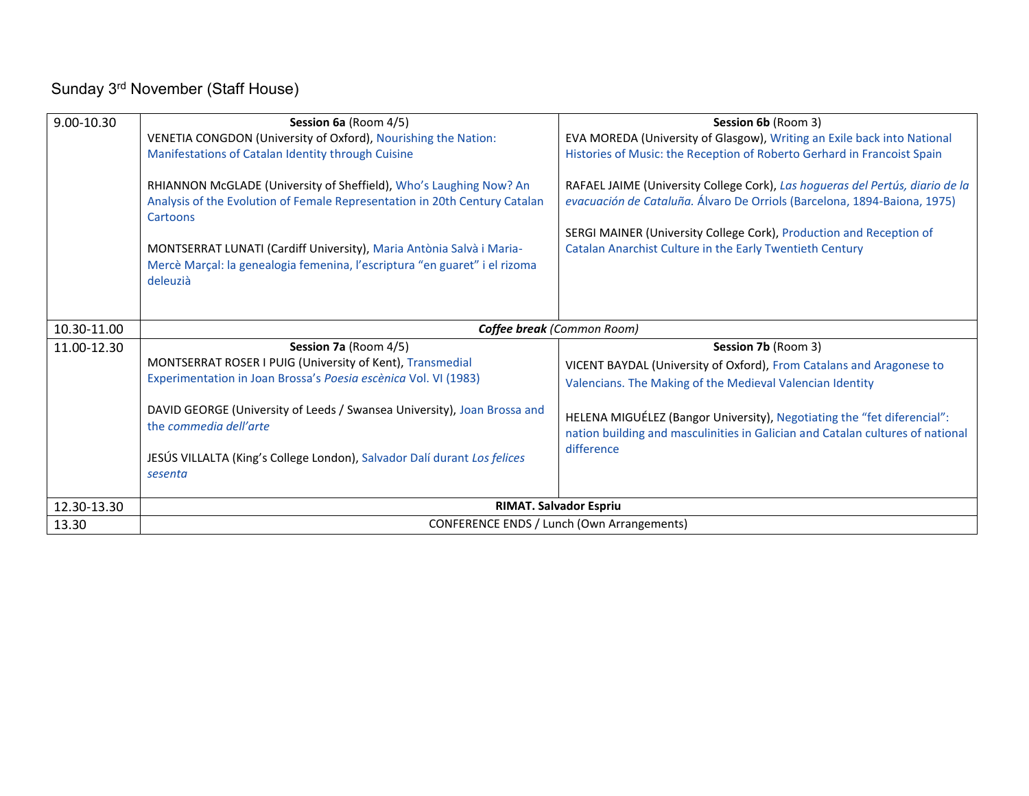## Sunday 3rd November (Staff House)

| | | |
|---|---|---|
| 9.00-10.30 | **Session 6a** (Room 4/5)<br>VENETIA CONGDON (University of Oxford), Nourishing the Nation: Manifestations of Catalan Identity through Cuisine<br><br>RHIANNON McGLADE (University of Sheffield), Who's Laughing Now? An Analysis of the Evolution of Female Representation in 20th Century Catalan Cartoons<br><br>MONTSERRAT LUNATI (Cardiff University), Maria Antònia Salvà i Maria-Mercè Marçal: la genealogia femenina, l'escriptura "en guaret" i el rizoma deleuzià | **Session 6b** (Room 3)<br>EVA MOREDA (University of Glasgow), Writing an Exile back into National Histories of Music: the Reception of Roberto Gerhard in Francoist Spain<br><br>RAFAEL JAIME (University College Cork), *Las hogueras del Pertús, diario de la evacuación de Cataluña.* Álvaro De Orriols (Barcelona, 1894-Baiona, 1975)<br><br>SERGI MAINER (University College Cork), Production and Reception of Catalan Anarchist Culture in the Early Twentieth Century |
| 10.30-11.00 | ***Coffee break*** *(Common Room)* | |
| 11.00-12.30 | **Session 7a** (Room 4/5)<br>MONTSERRAT ROSER I PUIG (University of Kent), Transmedial Experimentation in Joan Brossa's *Poesia escènica* Vol. VI (1983)<br><br>DAVID GEORGE (University of Leeds / Swansea University), Joan Brossa and the *commedia dell'arte*<br><br>JESÚS VILLALTA (King's College London), Salvador Dalí durant *Los felices sesenta* | **Session 7b** (Room 3)<br>VICENT BAYDAL (University of Oxford), From Catalans and Aragonese to Valencians. The Making of the Medieval Valencian Identity<br><br>HELENA MIGUÉLEZ (Bangor University), Negotiating the "fet diferencial": nation building and masculinities in Galician and Catalan cultures of national difference |
| 12.30-13.30 | **RIMAT. Salvador Espriu** | |
| 13.30 | CONFERENCE ENDS / Lunch (Own Arrangements) | |